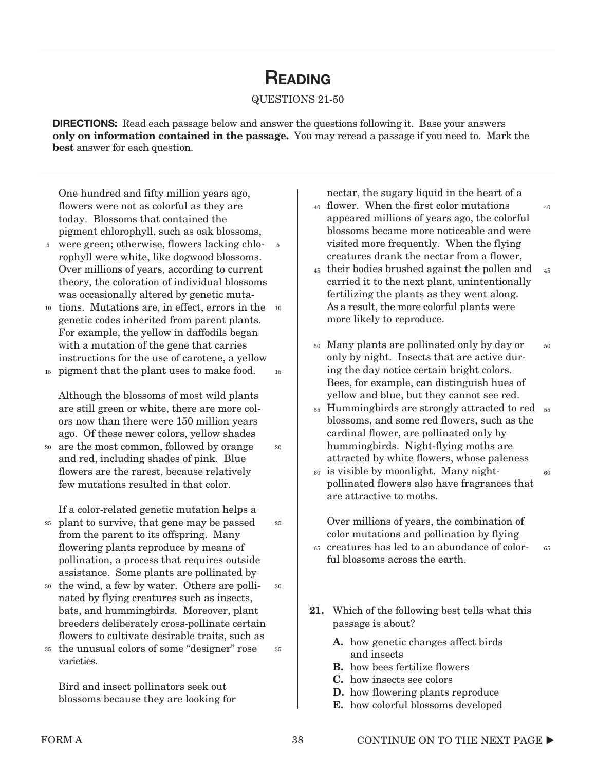# Reading

QUESTIONS 21-50

**DIRECTIONS:** Read each passage below and answer the questions following it. Base your answers **only on information contained in the passage.** You may reread a passage if you need to. Mark the **best** answer for each question.

One hundred and fifty million years ago, flowers were not as colorful as they are today. Blossoms that contained the pigment chlorophyll, such as oak blossoms, were green; otherwise, flowers lacking chlorophyll were white, like dogwood blossoms. Over millions of years, according to current theory, the coloration of individual blossoms was occasionally altered by genetic mutations. Mutations are, in effect, errors in the genetic codes inherited from parent plants. For example, the yellow in daffodils began with a mutation of the gene that carries instructions for the use of carotene, a yellow pigment that the plant uses to make food.

Although the blossoms of most wild plants are still green or white, there are more colors now than there were 150 million years ago. Of these newer colors, yellow shades are the most common, followed by orange and red, including shades of pink. Blue flowers are the rarest, because relatively few mutations resulted in that color.

If a color-related genetic mutation helps a plant to survive, that gene may be passed from the parent to its offspring. Many flowering plants reproduce by means of pollination, a process that requires outside assistance. Some plants are pollinated by the wind, a few by water. Others are pollinated by flying creatures such as insects, bats, and hummingbirds. Moreover, plant breeders deliberately cross-pollinate certain flowers to cultivate desirable traits, such as the unusual colors of some "designer" rose varieties.

Bird and insect pollinators seek out blossoms because they are looking for nectar, the sugary liquid in the heart of a flower. When the first color mutations appeared millions of years ago, the colorful blossoms became more noticeable and were visited more frequently. When the flying creatures drank the nectar from a flower, their bodies brushed against the pollen and carried it to the next plant, unintentionally fertilizing the plants as they went along. As a result, the more colorful plants were more likely to reproduce.

Many plants are pollinated only by day or only by night. Insects that are active during the day notice certain bright colors. Bees, for example, can distinguish hues of yellow and blue, but they cannot see red. Hummingbirds are strongly attracted to red blossoms, and some red flowers, such as the cardinal flower, are pollinated only by hummingbirds. Night-flying moths are attracted by white flowers, whose paleness is visible by moonlight. Many night-pollinated flowers also have fragrances that are attractive to moths.

Over millions of years, the combination of color mutations and pollination by flying creatures has led to an abundance of colorful blossoms across the earth.

**21.** Which of the following best tells what this passage is about?

- **A.** how genetic changes affect birds and insects
- **B.** how bees fertilize flowers
- **C.** how insects see colors
- **D.** how flowering plants reproduce
- **E.** how colorful blossoms developed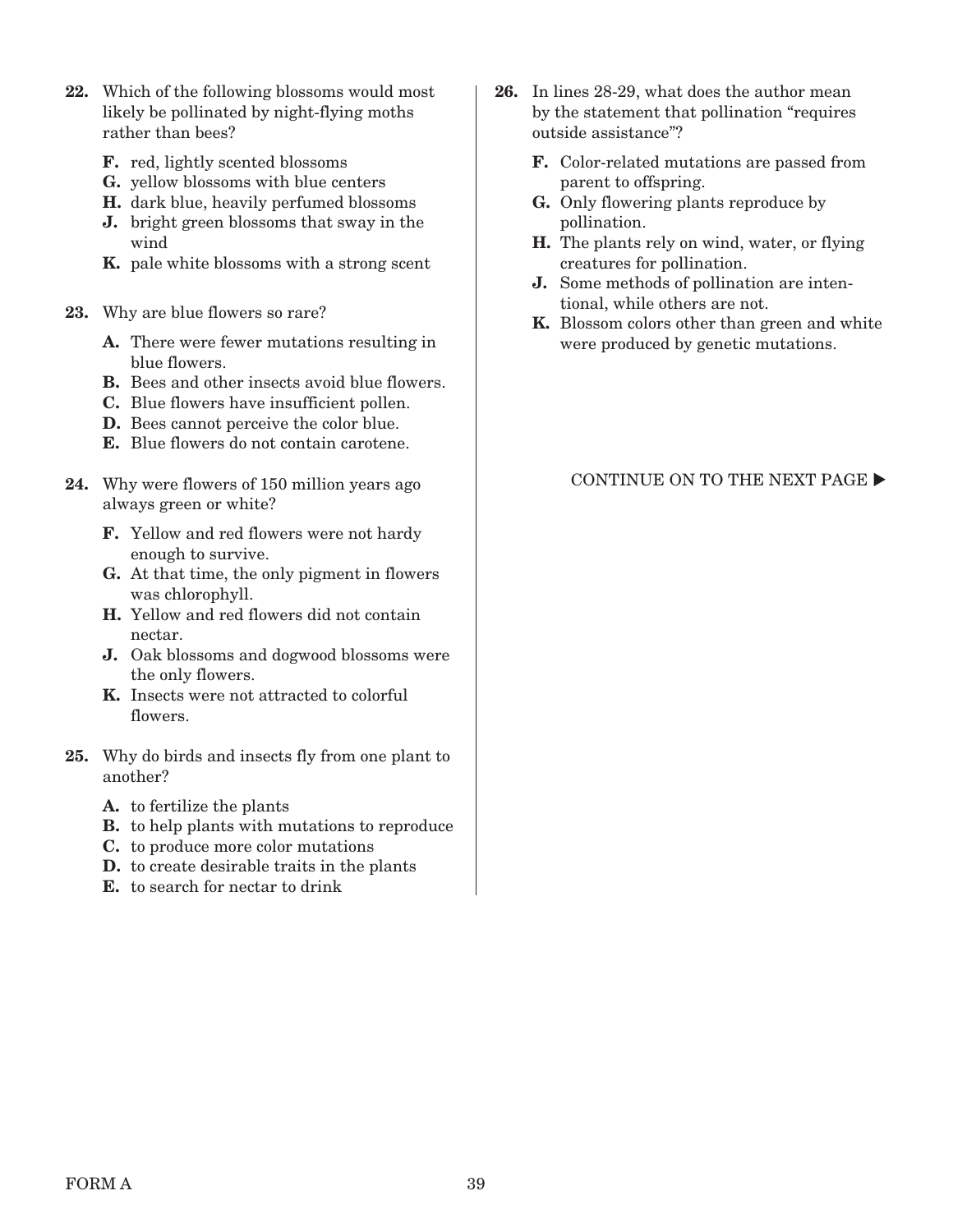**22.** Which of the following blossoms would most likely be pollinated by night-flying moths rather than bees?

- **F.** red, lightly scented blossoms
- **G.** yellow blossoms with blue centers
- **H.** dark blue, heavily perfumed blossoms
- **J.** bright green blossoms that sway in the wind
- **K.** pale white blossoms with a strong scent

**23.** Why are blue flowers so rare?

- **A.** There were fewer mutations resulting in blue flowers.
- **B.** Bees and other insects avoid blue flowers.
- **C.** Blue flowers have insufficient pollen.
- **D.** Bees cannot perceive the color blue.
- **E.** Blue flowers do not contain carotene.

**24.** Why were flowers of 150 million years ago always green or white?

- **F.** Yellow and red flowers were not hardy enough to survive.
- **G.** At that time, the only pigment in flowers was chlorophyll.
- **H.** Yellow and red flowers did not contain nectar.
- **J.** Oak blossoms and dogwood blossoms were the only flowers.
- **K.** Insects were not attracted to colorful flowers.

**25.** Why do birds and insects fly from one plant to another?

- **A.** to fertilize the plants
- **B.** to help plants with mutations to reproduce
- **C.** to produce more color mutations
- **D.** to create desirable traits in the plants
- **E.** to search for nectar to drink

**26.** In lines 28-29, what does the author mean by the statement that pollination "requires outside assistance"?

- **F.** Color-related mutations are passed from parent to offspring.
- **G.** Only flowering plants reproduce by pollination.
- **H.** The plants rely on wind, water, or flying creatures for pollination.
- **J.** Some methods of pollination are intentional, while others are not.
- **K.** Blossom colors other than green and white were produced by genetic mutations.

CONTINUE ON TO THE NEXT PAGE ▶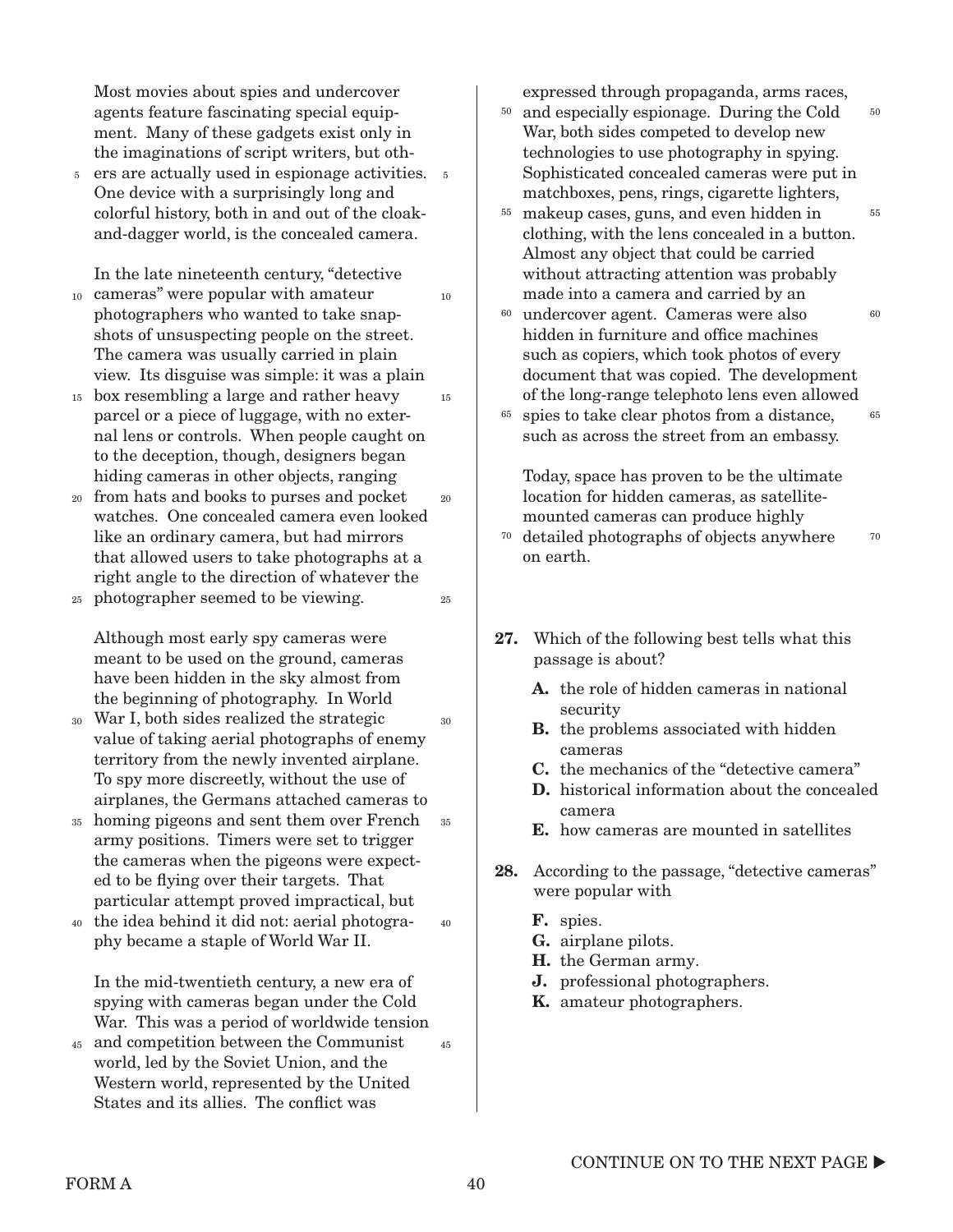Most movies about spies and undercover agents feature fascinating special equipment. Many of these gadgets exist only in the imaginations of script writers, but others are actually used in espionage activities. One device with a surprisingly long and colorful history, both in and out of the cloak-and-dagger world, is the concealed camera.

In the late nineteenth century, "detective cameras" were popular with amateur photographers who wanted to take snapshots of unsuspecting people on the street. The camera was usually carried in plain view. Its disguise was simple: it was a plain box resembling a large and rather heavy parcel or a piece of luggage, with no external lens or controls. When people caught on to the deception, though, designers began hiding cameras in other objects, ranging from hats and books to purses and pocket watches. One concealed camera even looked like an ordinary camera, but had mirrors that allowed users to take photographs at a right angle to the direction of whatever the photographer seemed to be viewing.

Although most early spy cameras were meant to be used on the ground, cameras have been hidden in the sky almost from the beginning of photography. In World War I, both sides realized the strategic value of taking aerial photographs of enemy territory from the newly invented airplane. To spy more discreetly, without the use of airplanes, the Germans attached cameras to homing pigeons and sent them over French army positions. Timers were set to trigger the cameras when the pigeons were expected to be flying over their targets. That particular attempt proved impractical, but the idea behind it did not: aerial photography became a staple of World War II.

In the mid-twentieth century, a new era of spying with cameras began under the Cold War. This was a period of worldwide tension and competition between the Communist world, led by the Soviet Union, and the Western world, represented by the United States and its allies. The conflict was expressed through propaganda, arms races, and especially espionage. During the Cold War, both sides competed to develop new technologies to use photography in spying. Sophisticated concealed cameras were put in matchboxes, pens, rings, cigarette lighters, makeup cases, guns, and even hidden in clothing, with the lens concealed in a button. Almost any object that could be carried without attracting attention was probably made into a camera and carried by an undercover agent. Cameras were also hidden in furniture and office machines such as copiers, which took photos of every document that was copied. The development of the long-range telephoto lens even allowed spies to take clear photos from a distance, such as across the street from an embassy.

Today, space has proven to be the ultimate location for hidden cameras, as satellite-mounted cameras can produce highly detailed photographs of objects anywhere on earth.

**27.** Which of the following best tells what this passage is about?

- **A.** the role of hidden cameras in national security
- **B.** the problems associated with hidden cameras
- **C.** the mechanics of the "detective camera"
- **D.** historical information about the concealed camera
- **E.** how cameras are mounted in satellites

**28.** According to the passage, "detective cameras" were popular with

- **F.** spies.
- **G.** airplane pilots.
- **H.** the German army.
- **J.** professional photographers.
- **K.** amateur photographers.

CONTINUE ON TO THE NEXT PAGE ▶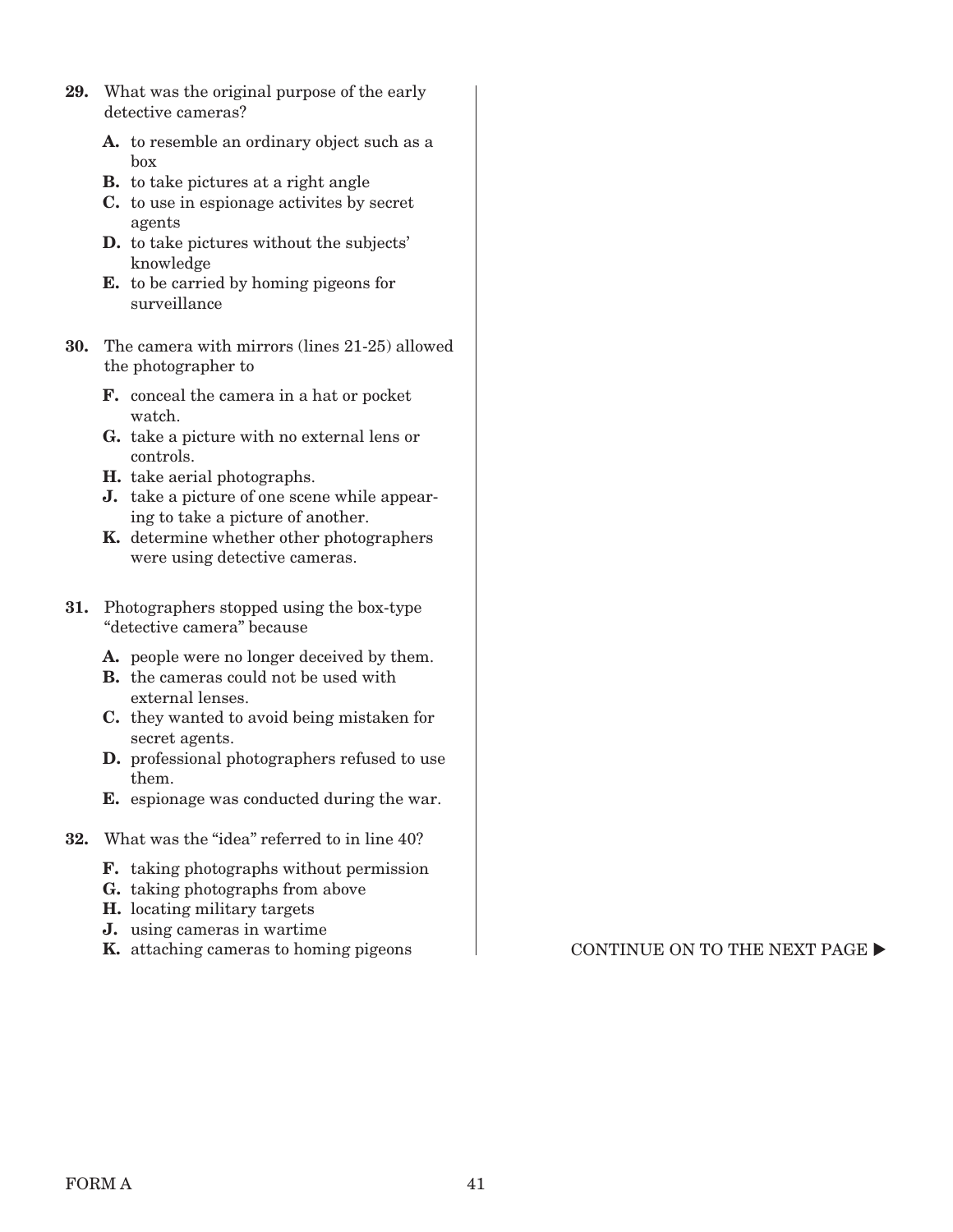**29.** What was the original purpose of the early detective cameras?

- **A.** to resemble an ordinary object such as a box
- **B.** to take pictures at a right angle
- **C.** to use in espionage activites by secret agents
- **D.** to take pictures without the subjects' knowledge
- **E.** to be carried by homing pigeons for surveillance

**30.** The camera with mirrors (lines 21-25) allowed the photographer to

- **F.** conceal the camera in a hat or pocket watch.
- **G.** take a picture with no external lens or controls.
- **H.** take aerial photographs.
- **J.** take a picture of one scene while appearing to take a picture of another.
- **K.** determine whether other photographers were using detective cameras.

**31.** Photographers stopped using the box-type "detective camera" because

- **A.** people were no longer deceived by them.
- **B.** the cameras could not be used with external lenses.
- **C.** they wanted to avoid being mistaken for secret agents.
- **D.** professional photographers refused to use them.
- **E.** espionage was conducted during the war.

**32.** What was the "idea" referred to in line 40?

- **F.** taking photographs without permission
- **G.** taking photographs from above
- **H.** locating military targets
- **J.** using cameras in wartime
- **K.** attaching cameras to homing pigeons

CONTINUE ON TO THE NEXT PAGE ▶

FORM A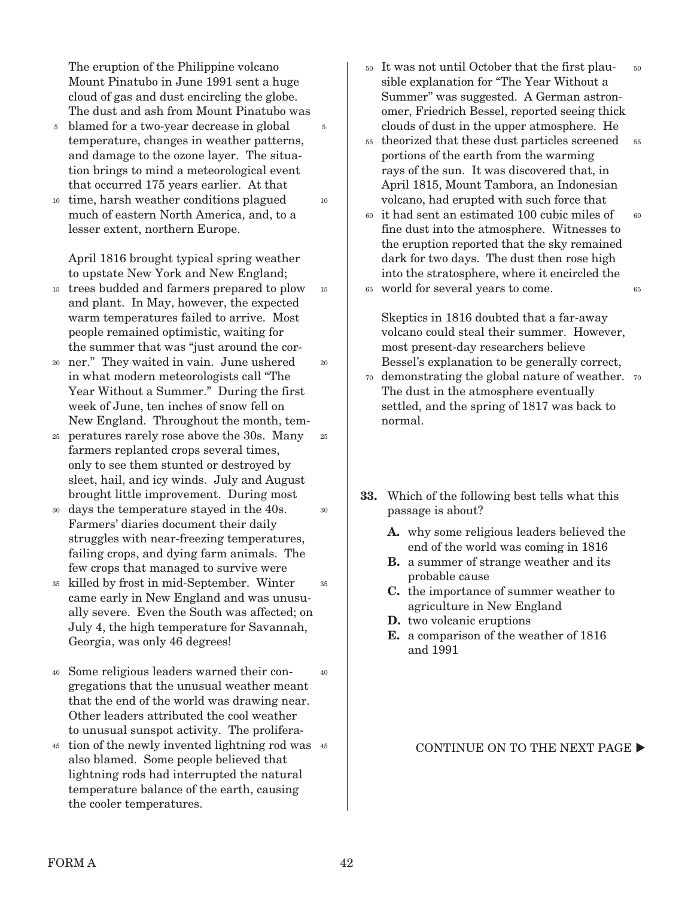The eruption of the Philippine volcano Mount Pinatubo in June 1991 sent a huge cloud of gas and dust encircling the globe. The dust and ash from Mount Pinatubo was blamed for a two-year decrease in global temperature, changes in weather patterns, and damage to the ozone layer. The situation brings to mind a meteorological event that occurred 175 years earlier. At that time, harsh weather conditions plagued much of eastern North America, and, to a lesser extent, northern Europe.

April 1816 brought typical spring weather to upstate New York and New England; trees budded and farmers prepared to plow and plant. In May, however, the expected warm temperatures failed to arrive. Most people remained optimistic, waiting for the summer that was "just around the corner." They waited in vain. June ushered in what modern meteorologists call "The Year Without a Summer." During the first week of June, ten inches of snow fell on New England. Throughout the month, temperatures rarely rose above the 30s. Many farmers replanted crops several times, only to see them stunted or destroyed by sleet, hail, and icy winds. July and August brought little improvement. During most days the temperature stayed in the 40s. Farmers' diaries document their daily struggles with near-freezing temperatures, failing crops, and dying farm animals. The few crops that managed to survive were killed by frost in mid-September. Winter came early in New England and was unusually severe. Even the South was affected; on July 4, the high temperature for Savannah, Georgia, was only 46 degrees!

Some religious leaders warned their congregations that the unusual weather meant that the end of the world was drawing near. Other leaders attributed the cool weather to unusual sunspot activity. The proliferation of the newly invented lightning rod was also blamed. Some people believed that lightning rods had interrupted the natural temperature balance of the earth, causing the cooler temperatures.

It was not until October that the first plausible explanation for "The Year Without a Summer" was suggested. A German astronomer, Friedrich Bessel, reported seeing thick clouds of dust in the upper atmosphere. He theorized that these dust particles screened portions of the earth from the warming rays of the sun. It was discovered that, in April 1815, Mount Tambora, an Indonesian volcano, had erupted with such force that it had sent an estimated 100 cubic miles of fine dust into the atmosphere. Witnesses to the eruption reported that the sky remained dark for two days. The dust then rose high into the stratosphere, where it encircled the world for several years to come.

Skeptics in 1816 doubted that a far-away volcano could steal their summer. However, most present-day researchers believe Bessel's explanation to be generally correct, demonstrating the global nature of weather. The dust in the atmosphere eventually settled, and the spring of 1817 was back to normal.

**33.** Which of the following best tells what this passage is about?

- **A.** why some religious leaders believed the end of the world was coming in 1816
- **B.** a summer of strange weather and its probable cause
- **C.** the importance of summer weather to agriculture in New England
- **D.** two volcanic eruptions
- **E.** a comparison of the weather of 1816 and 1991

CONTINUE ON TO THE NEXT PAGE ▶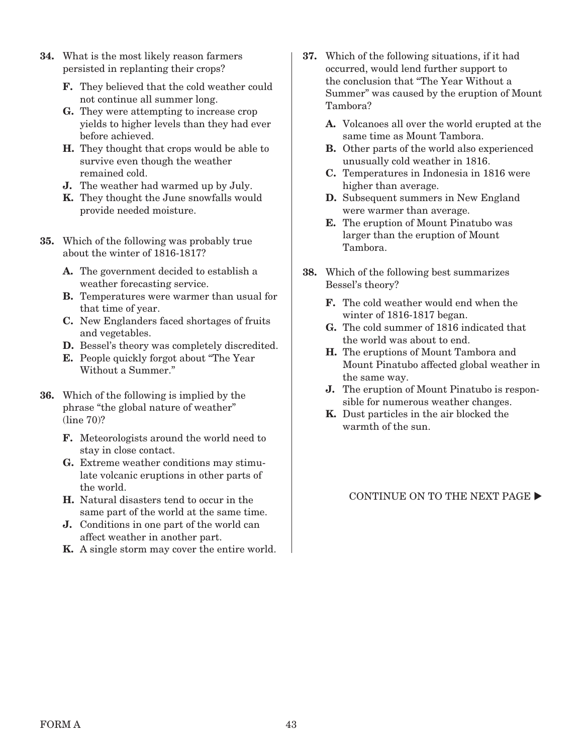**34.** What is the most likely reason farmers persisted in replanting their crops?

- **F.** They believed that the cold weather could not continue all summer long.
- **G.** They were attempting to increase crop yields to higher levels than they had ever before achieved.
- **H.** They thought that crops would be able to survive even though the weather remained cold.
- **J.** The weather had warmed up by July.
- **K.** They thought the June snowfalls would provide needed moisture.

**35.** Which of the following was probably true about the winter of 1816-1817?

- **A.** The government decided to establish a weather forecasting service.
- **B.** Temperatures were warmer than usual for that time of year.
- **C.** New Englanders faced shortages of fruits and vegetables.
- **D.** Bessel's theory was completely discredited.
- **E.** People quickly forgot about "The Year Without a Summer."

**36.** Which of the following is implied by the phrase "the global nature of weather" (line 70)?

- **F.** Meteorologists around the world need to stay in close contact.
- **G.** Extreme weather conditions may stimulate volcanic eruptions in other parts of the world.
- **H.** Natural disasters tend to occur in the same part of the world at the same time.
- **J.** Conditions in one part of the world can affect weather in another part.
- **K.** A single storm may cover the entire world.

**37.** Which of the following situations, if it had occurred, would lend further support to the conclusion that "The Year Without a Summer" was caused by the eruption of Mount Tambora?

- **A.** Volcanoes all over the world erupted at the same time as Mount Tambora.
- **B.** Other parts of the world also experienced unusually cold weather in 1816.
- **C.** Temperatures in Indonesia in 1816 were higher than average.
- **D.** Subsequent summers in New England were warmer than average.
- **E.** The eruption of Mount Pinatubo was larger than the eruption of Mount Tambora.

**38.** Which of the following best summarizes Bessel's theory?

- **F.** The cold weather would end when the winter of 1816-1817 began.
- **G.** The cold summer of 1816 indicated that the world was about to end.
- **H.** The eruptions of Mount Tambora and Mount Pinatubo affected global weather in the same way.
- **J.** The eruption of Mount Pinatubo is responsible for numerous weather changes.
- **K.** Dust particles in the air blocked the warmth of the sun.

CONTINUE ON TO THE NEXT PAGE ▶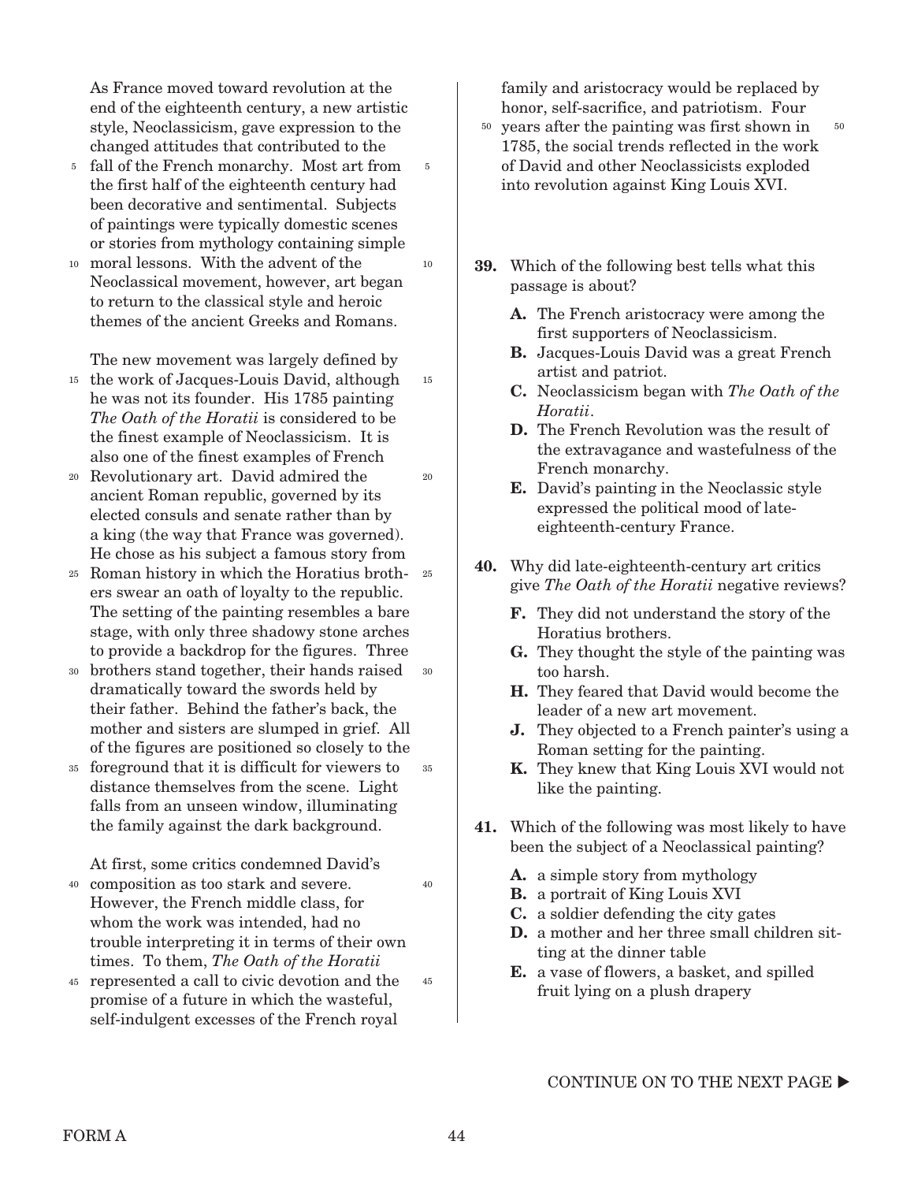As France moved toward revolution at the end of the eighteenth century, a new artistic style, Neoclassicism, gave expression to the changed attitudes that contributed to the fall of the French monarchy. Most art from the first half of the eighteenth century had been decorative and sentimental. Subjects of paintings were typically domestic scenes or stories from mythology containing simple moral lessons. With the advent of the Neoclassical movement, however, art began to return to the classical style and heroic themes of the ancient Greeks and Romans.

The new movement was largely defined by the work of Jacques-Louis David, although he was not its founder. His 1785 painting *The Oath of the Horatii* is considered to be the finest example of Neoclassicism. It is also one of the finest examples of French Revolutionary art. David admired the ancient Roman republic, governed by its elected consuls and senate rather than by a king (the way that France was governed). He chose as his subject a famous story from Roman history in which the Horatius brothers swear an oath of loyalty to the republic. The setting of the painting resembles a bare stage, with only three shadowy stone arches to provide a backdrop for the figures. Three brothers stand together, their hands raised dramatically toward the swords held by their father. Behind the father's back, the mother and sisters are slumped in grief. All of the figures are positioned so closely to the foreground that it is difficult for viewers to distance themselves from the scene. Light falls from an unseen window, illuminating the family against the dark background.

At first, some critics condemned David's composition as too stark and severe. However, the French middle class, for whom the work was intended, had no trouble interpreting it in terms of their own times. To them, *The Oath of the Horatii* represented a call to civic devotion and the promise of a future in which the wasteful, self-indulgent excesses of the French royal family and aristocracy would be replaced by honor, self-sacrifice, and patriotism. Four years after the painting was first shown in 1785, the social trends reflected in the work of David and other Neoclassicists exploded into revolution against King Louis XVI.

**39.** Which of the following best tells what this passage is about?

- **A.** The French aristocracy were among the first supporters of Neoclassicism.
- **B.** Jacques-Louis David was a great French artist and patriot.
- **C.** Neoclassicism began with *The Oath of the Horatii*.
- **D.** The French Revolution was the result of the extravagance and wastefulness of the French monarchy.
- **E.** David's painting in the Neoclassic style expressed the political mood of late-eighteenth-century France.

**40.** Why did late-eighteenth-century art critics give *The Oath of the Horatii* negative reviews?

- **F.** They did not understand the story of the Horatius brothers.
- **G.** They thought the style of the painting was too harsh.
- **H.** They feared that David would become the leader of a new art movement.
- **J.** They objected to a French painter's using a Roman setting for the painting.
- **K.** They knew that King Louis XVI would not like the painting.

**41.** Which of the following was most likely to have been the subject of a Neoclassical painting?

- **A.** a simple story from mythology
- **B.** a portrait of King Louis XVI
- **C.** a soldier defending the city gates
- **D.** a mother and her three small children sitting at the dinner table
- **E.** a vase of flowers, a basket, and spilled fruit lying on a plush drapery

CONTINUE ON TO THE NEXT PAGE ▶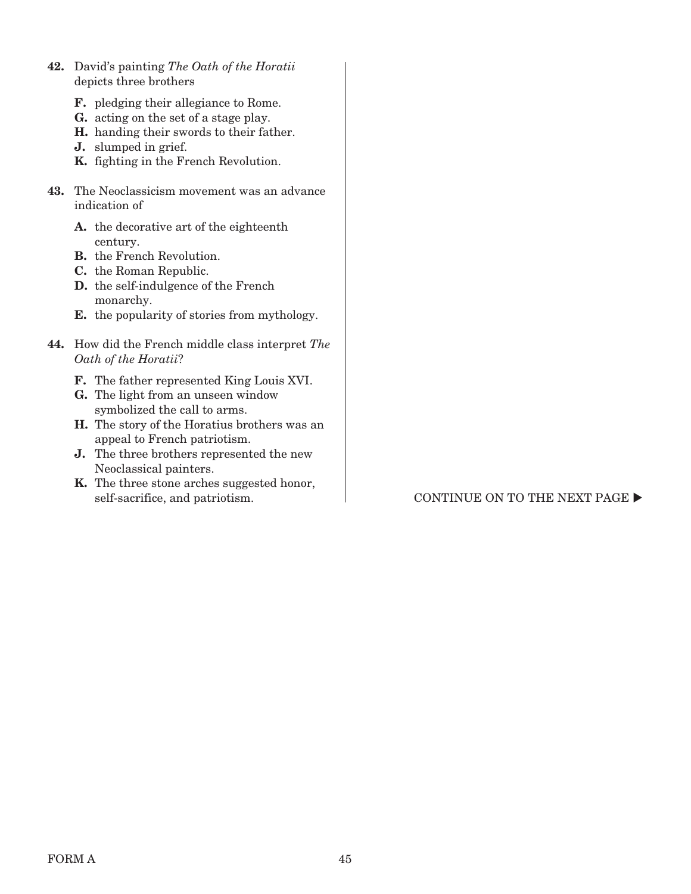**42.** David's painting *The Oath of the Horatii* depicts three brothers

- **F.** pledging their allegiance to Rome.
- **G.** acting on the set of a stage play.
- **H.** handing their swords to their father.
- **J.** slumped in grief.
- **K.** fighting in the French Revolution.

**43.** The Neoclassicism movement was an advance indication of

- **A.** the decorative art of the eighteenth century.
- **B.** the French Revolution.
- **C.** the Roman Republic.
- **D.** the self-indulgence of the French monarchy.
- **E.** the popularity of stories from mythology.

**44.** How did the French middle class interpret *The Oath of the Horatii*?

- **F.** The father represented King Louis XVI.
- **G.** The light from an unseen window symbolized the call to arms.
- **H.** The story of the Horatius brothers was an appeal to French patriotism.
- **J.** The three brothers represented the new Neoclassical painters.
- **K.** The three stone arches suggested honor, self-sacrifice, and patriotism.

CONTINUE ON TO THE NEXT PAGE ▶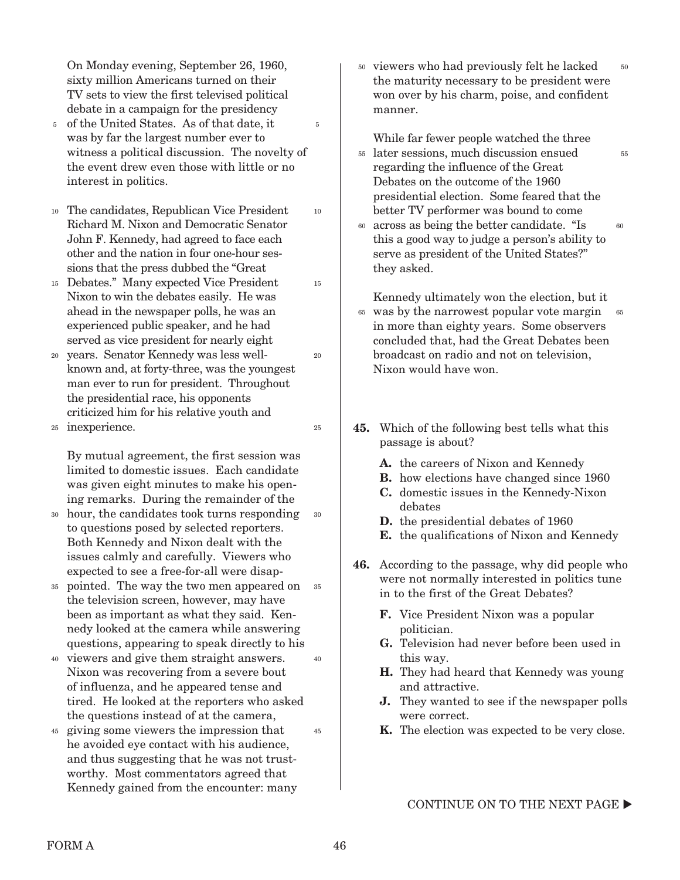On Monday evening, September 26, 1960, sixty million Americans turned on their TV sets to view the first televised political debate in a campaign for the presidency of the United States. As of that date, it was by far the largest number ever to witness a political discussion. The novelty of the event drew even those with little or no interest in politics.

The candidates, Republican Vice President Richard M. Nixon and Democratic Senator John F. Kennedy, had agreed to face each other and the nation in four one-hour sessions that the press dubbed the "Great Debates." Many expected Vice President Nixon to win the debates easily. He was ahead in the newspaper polls, he was an experienced public speaker, and he had served as vice president for nearly eight years. Senator Kennedy was less well-known and, at forty-three, was the youngest man ever to run for president. Throughout the presidential race, his opponents criticized him for his relative youth and inexperience.

By mutual agreement, the first session was limited to domestic issues. Each candidate was given eight minutes to make his opening remarks. During the remainder of the hour, the candidates took turns responding to questions posed by selected reporters. Both Kennedy and Nixon dealt with the issues calmly and carefully. Viewers who expected to see a free-for-all were disappointed. The way the two men appeared on the television screen, however, may have been as important as what they said. Kennedy looked at the camera while answering questions, appearing to speak directly to his viewers and give them straight answers. Nixon was recovering from a severe bout of influenza, and he appeared tense and tired. He looked at the reporters who asked the questions instead of at the camera, giving some viewers the impression that he avoided eye contact with his audience, and thus suggesting that he was not trustworthy. Most commentators agreed that Kennedy gained from the encounter: many viewers who had previously felt he lacked the maturity necessary to be president were won over by his charm, poise, and confident manner.

While far fewer people watched the three later sessions, much discussion ensued regarding the influence of the Great Debates on the outcome of the 1960 presidential election. Some feared that the better TV performer was bound to come across as being the better candidate. "Is this a good way to judge a person's ability to serve as president of the United States?" they asked.

Kennedy ultimately won the election, but it was by the narrowest popular vote margin in more than eighty years. Some observers concluded that, had the Great Debates been broadcast on radio and not on television, Nixon would have won.

**45.** Which of the following best tells what this passage is about?

- **A.** the careers of Nixon and Kennedy
- **B.** how elections have changed since 1960
- **C.** domestic issues in the Kennedy-Nixon debates
- **D.** the presidential debates of 1960
- **E.** the qualifications of Nixon and Kennedy

**46.** According to the passage, why did people who were not normally interested in politics tune in to the first of the Great Debates?

- **F.** Vice President Nixon was a popular politician.
- **G.** Television had never before been used in this way.
- **H.** They had heard that Kennedy was young and attractive.
- **J.** They wanted to see if the newspaper polls were correct.
- **K.** The election was expected to be very close.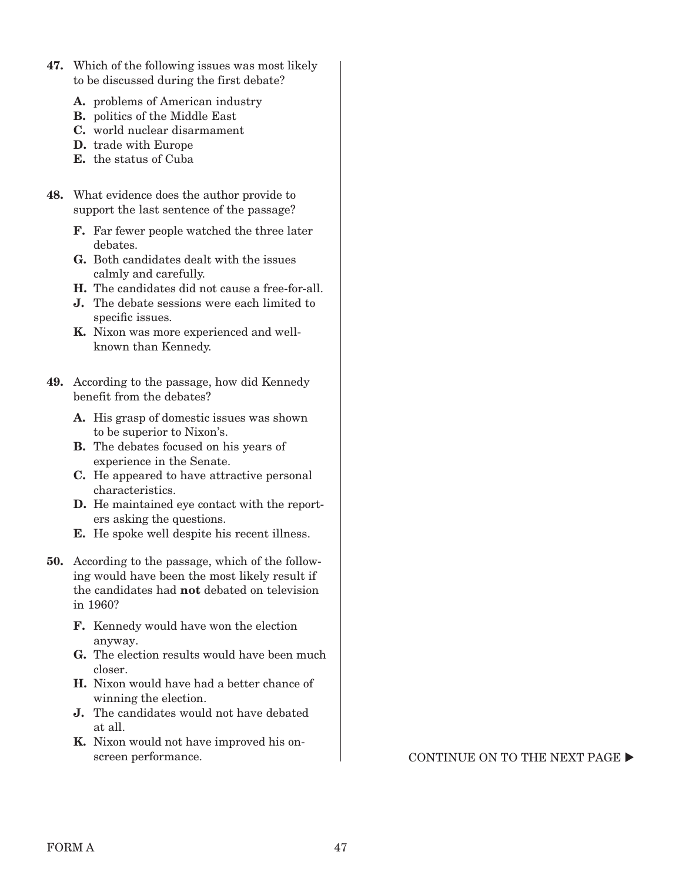**47.** Which of the following issues was most likely to be discussed during the first debate?

- **A.** problems of American industry
- **B.** politics of the Middle East
- **C.** world nuclear disarmament
- **D.** trade with Europe
- **E.** the status of Cuba

**48.** What evidence does the author provide to support the last sentence of the passage?

- **F.** Far fewer people watched the three later debates.
- **G.** Both candidates dealt with the issues calmly and carefully.
- **H.** The candidates did not cause a free-for-all.
- **J.** The debate sessions were each limited to specific issues.
- **K.** Nixon was more experienced and well-known than Kennedy.

**49.** According to the passage, how did Kennedy benefit from the debates?

- **A.** His grasp of domestic issues was shown to be superior to Nixon's.
- **B.** The debates focused on his years of experience in the Senate.
- **C.** He appeared to have attractive personal characteristics.
- **D.** He maintained eye contact with the reporters asking the questions.
- **E.** He spoke well despite his recent illness.

**50.** According to the passage, which of the following would have been the most likely result if the candidates had **not** debated on television in 1960?

- **F.** Kennedy would have won the election anyway.
- **G.** The election results would have been much closer.
- **H.** Nixon would have had a better chance of winning the election.
- **J.** The candidates would not have debated at all.
- **K.** Nixon would not have improved his on-screen performance.

CONTINUE ON TO THE NEXT PAGE ▶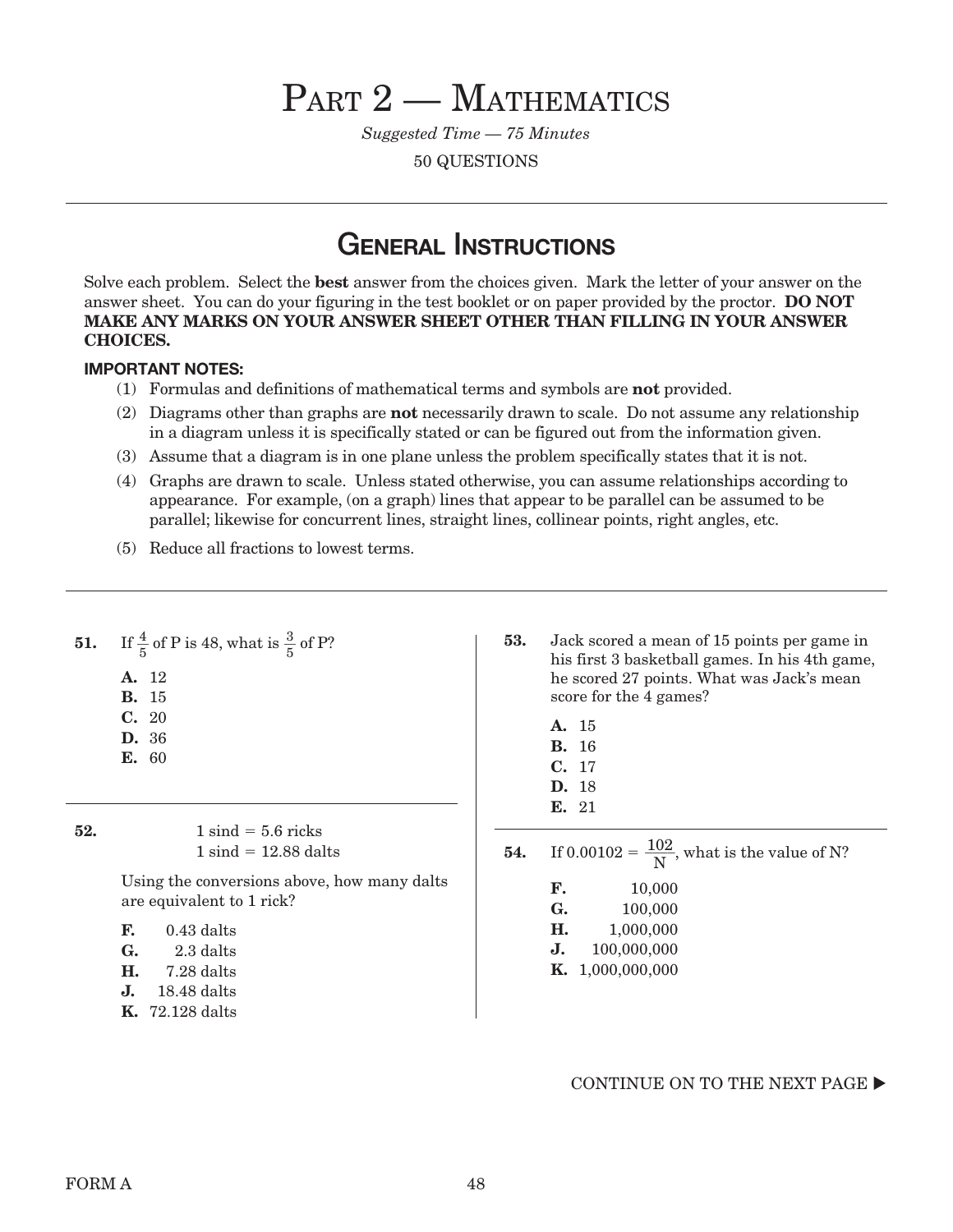# Part 2 — Mathematics

*Suggested Time — 75 Minutes*

50 QUESTIONS

## General Instructions

Solve each problem. Select the **best** answer from the choices given. Mark the letter of your answer on the answer sheet. You can do your figuring in the test booklet or on paper provided by the proctor. **DO NOT MAKE ANY MARKS ON YOUR ANSWER SHEET OTHER THAN FILLING IN YOUR ANSWER CHOICES.**

**IMPORTANT NOTES:**

(1) Formulas and definitions of mathematical terms and symbols are **not** provided.

(2) Diagrams other than graphs are **not** necessarily drawn to scale. Do not assume any relationship in a diagram unless it is specifically stated or can be figured out from the information given.

(3) Assume that a diagram is in one plane unless the problem specifically states that it is not.

(4) Graphs are drawn to scale. Unless stated otherwise, you can assume relationships according to appearance. For example, (on a graph) lines that appear to be parallel can be assumed to be parallel; likewise for concurrent lines, straight lines, collinear points, right angles, etc.

(5) Reduce all fractions to lowest terms.

---

**51.** If $\frac{4}{5}$ of P is 48, what is $\frac{3}{5}$ of P?

**A.** 12
**B.** 15
**C.** 20
**D.** 36
**E.** 60

**52.**

$$1 \text{ sind} = 5.6 \text{ ricks}$$
$$1 \text{ sind} = 12.88 \text{ dalts}$$

Using the conversions above, how many dalts are equivalent to 1 rick?

**F.** 0.43 dalts
**G.** 2.3 dalts
**H.** 7.28 dalts
**J.** 18.48 dalts
**K.** 72.128 dalts

**53.** Jack scored a mean of 15 points per game in his first 3 basketball games. In his 4th game, he scored 27 points. What was Jack's mean score for the 4 games?

**A.** 15
**B.** 16
**C.** 17
**D.** 18
**E.** 21

**54.** If $0.00102 = \frac{102}{N}$, what is the value of N?

**F.** 10,000
**G.** 100,000
**H.** 1,000,000
**J.** 100,000,000
**K.** 1,000,000,000

CONTINUE ON TO THE NEXT PAGE ▶

FORM A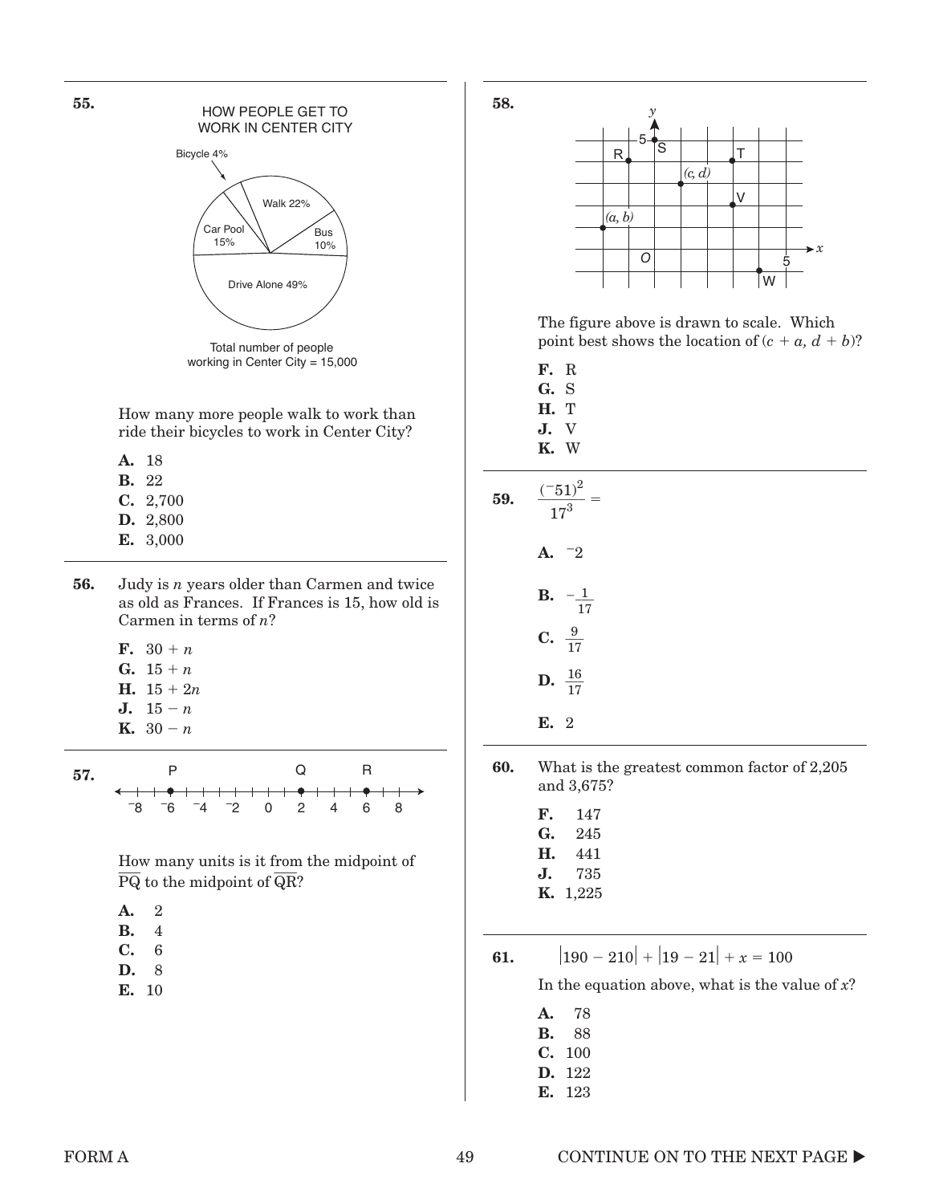**55.**

HOW PEOPLE GET TO WORK IN CENTER CITY

Bicycle 4%

Walk 22%

Car Pool 15%

Bus 10%

Drive Alone 49%

Total number of people working in Center City = 15,000

How many more people walk to work than ride their bicycles to work in Center City?

- **A.** 18
- **B.** 22
- **C.** 2,700
- **D.** 2,800
- **E.** 3,000

**56.** Judy is $n$ years older than Carmen and twice as old as Frances. If Frances is 15, how old is Carmen in terms of $n$?

- **F.** $30 + n$
- **G.** $15 + n$
- **H.** $15 + 2n$
- **J.** $15 - n$
- **K.** $30 - n$

**57.**

P Q R

$^-8$ $^-6$ $^-4$ $^-2$ 0 2 4 6 8

How many units is it from the midpoint of $\overline{PQ}$ to the midpoint of $\overline{QR}$?

- **A.** 2
- **B.** 4
- **C.** 6
- **D.** 8
- **E.** 10

**58.**

y, 5, R, S, T, $(c, d)$, V, $(a, b)$, O, 5, x, W

The figure above is drawn to scale. Which point best shows the location of $(c + a, d + b)$?

- **F.** R
- **G.** S
- **H.** T
- **J.** V
- **K.** W

**59.** $\frac{(^-51)^2}{17^3} =$

- **A.** $^-2$
- **B.** $-\frac{1}{17}$
- **C.** $\frac{9}{17}$
- **D.** $\frac{16}{17}$
- **E.** 2

**60.** What is the greatest common factor of 2,205 and 3,675?

- **F.** 147
- **G.** 245
- **H.** 441
- **J.** 735
- **K.** 1,225

**61.** $|190 - 210| + |19 - 21| + x = 100$

In the equation above, what is the value of $x$?

- **A.** 78
- **B.** 88
- **C.** 100
- **D.** 122
- **E.** 123

CONTINUE ON TO THE NEXT PAGE ▶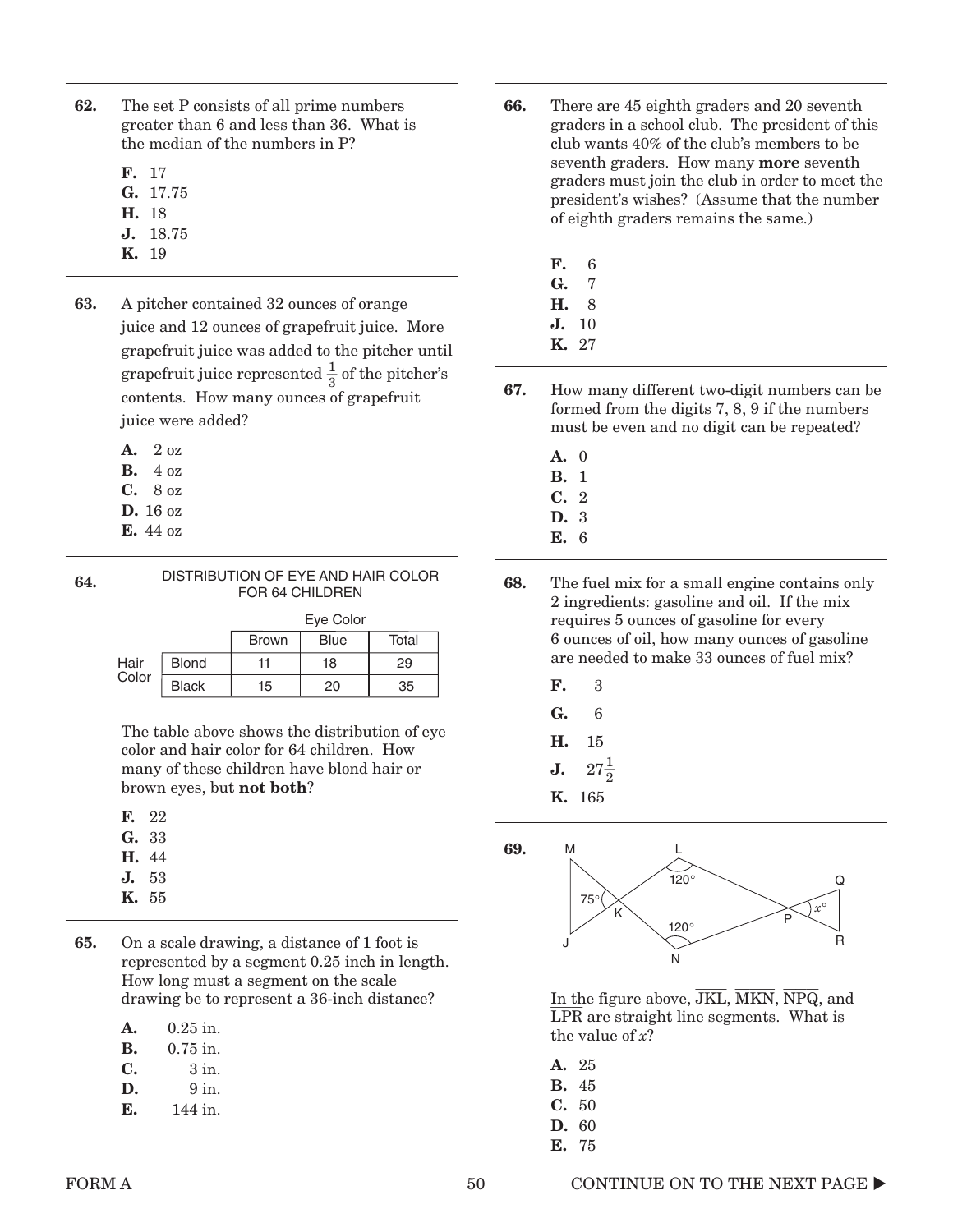**62.** The set P consists of all prime numbers greater than 6 and less than 36. What is the median of the numbers in P?

- **F.** 17
- **G.** 17.75
- **H.** 18
- **J.** 18.75
- **K.** 19

**63.** A pitcher contained 32 ounces of orange juice and 12 ounces of grapefruit juice. More grapefruit juice was added to the pitcher until grapefruit juice represented $\frac{1}{3}$ of the pitcher's contents. How many ounces of grapefruit juice were added?

- **A.** 2 oz
- **B.** 4 oz
- **C.** 8 oz
- **D.** 16 oz
- **E.** 44 oz

**64.** DISTRIBUTION OF EYE AND HAIR COLOR FOR 64 CHILDREN

| Hair Color | | Eye Color: Brown | Blue | Total |
|---|---|---|---|---|
| | Blond | 11 | 18 | 29 |
| | Black | 15 | 20 | 35 |

The table above shows the distribution of eye color and hair color for 64 children. How many of these children have blond hair or brown eyes, but **not both**?

- **F.** 22
- **G.** 33
- **H.** 44
- **J.** 53
- **K.** 55

**65.** On a scale drawing, a distance of 1 foot is represented by a segment 0.25 inch in length. How long must a segment on the scale drawing be to represent a 36-inch distance?

- **A.** 0.25 in.
- **B.** 0.75 in.
- **C.** 3 in.
- **D.** 9 in.
- **E.** 144 in.

**66.** There are 45 eighth graders and 20 seventh graders in a school club. The president of this club wants 40% of the club's members to be seventh graders. How many **more** seventh graders must join the club in order to meet the president's wishes? (Assume that the number of eighth graders remains the same.)

- **F.** 6
- **G.** 7
- **H.** 8
- **J.** 10
- **K.** 27

**67.** How many different two-digit numbers can be formed from the digits 7, 8, 9 if the numbers must be even and no digit can be repeated?

- **A.** 0
- **B.** 1
- **C.** 2
- **D.** 3
- **E.** 6

**68.** The fuel mix for a small engine contains only 2 ingredients: gasoline and oil. If the mix requires 5 ounces of gasoline for every 6 ounces of oil, how many ounces of gasoline are needed to make 33 ounces of fuel mix?

- **F.** 3
- **G.** 6
- **H.** 15
- **J.** $27\frac{1}{2}$
- **K.** 165

**69.** (Figure: points M, L, Q, J, K, N, P, R; angle at K is 75°, angles at L and N are 120°, angle at P is $x°$.)

In the figure above, $\overline{JKL}$, $\overline{MKN}$, $\overline{NPQ}$, and $\overline{LPR}$ are straight line segments. What is the value of $x$?

- **A.** 25
- **B.** 45
- **C.** 50
- **D.** 60
- **E.** 75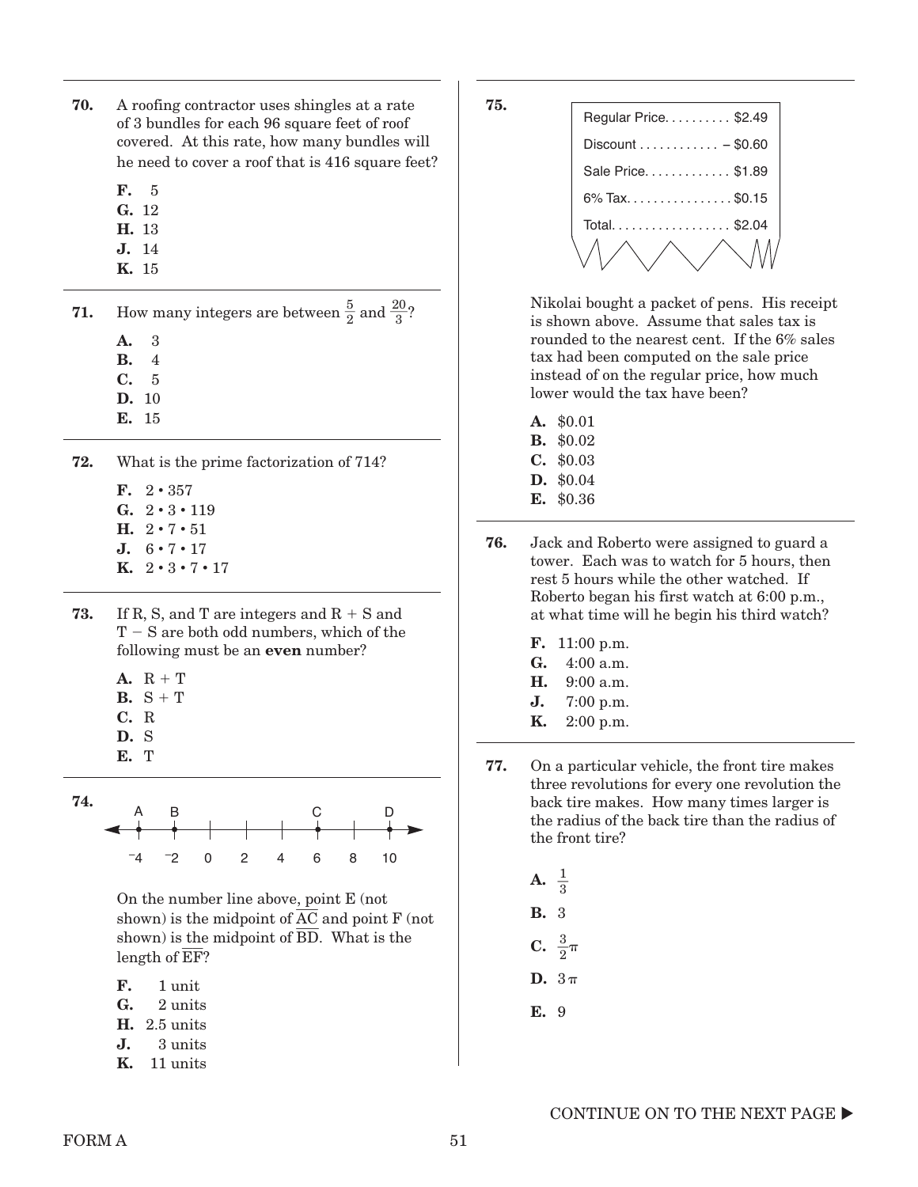**70.** A roofing contractor uses shingles at a rate of 3 bundles for each 96 square feet of roof covered. At this rate, how many bundles will he need to cover a roof that is 416 square feet?

- **F.** 5
- **G.** 12
- **H.** 13
- **J.** 14
- **K.** 15

**71.** How many integers are between $\frac{5}{2}$ and $\frac{20}{3}$?

- **A.** 3
- **B.** 4
- **C.** 5
- **D.** 10
- **E.** 15

**72.** What is the prime factorization of 714?

- **F.** $2 \cdot 357$
- **G.** $2 \cdot 3 \cdot 119$
- **H.** $2 \cdot 7 \cdot 51$
- **J.** $6 \cdot 7 \cdot 17$
- **K.** $2 \cdot 3 \cdot 7 \cdot 17$

**73.** If R, S, and T are integers and R + S and T − S are both odd numbers, which of the following must be an **even** number?

- **A.** R + T
- **B.** S + T
- **C.** R
- **D.** S
- **E.** T

**74.**

(Number line with points A at −4, B at −2, C at 6, D at 10; tick marks labeled −4, −2, 0, 2, 4, 6, 8, 10)

On the number line above, point E (not shown) is the midpoint of $\overline{AC}$ and point F (not shown) is the midpoint of $\overline{BD}$. What is the length of $\overline{EF}$?

- **F.** 1 unit
- **G.** 2 units
- **H.** 2.5 units
- **J.** 3 units
- **K.** 11 units

**75.**

| | |
|---|---|
| Regular Price.......... | \$2.49 |
| Discount ............ | – \$0.60 |
| Sale Price............. | \$1.89 |
| 6% Tax................ | \$0.15 |
| Total.................. | \$2.04 |

Nikolai bought a packet of pens. His receipt is shown above. Assume that sales tax is rounded to the nearest cent. If the 6% sales tax had been computed on the sale price instead of on the regular price, how much lower would the tax have been?

- **A.** \$0.01
- **B.** \$0.02
- **C.** \$0.03
- **D.** \$0.04
- **E.** \$0.36

**76.** Jack and Roberto were assigned to guard a tower. Each was to watch for 5 hours, then rest 5 hours while the other watched. If Roberto began his first watch at 6:00 p.m., at what time will he begin his third watch?

- **F.** 11:00 p.m.
- **G.** 4:00 a.m.
- **H.** 9:00 a.m.
- **J.** 7:00 p.m.
- **K.** 2:00 p.m.

**77.** On a particular vehicle, the front tire makes three revolutions for every one revolution the back tire makes. How many times larger is the radius of the back tire than the radius of the front tire?

- **A.** $\frac{1}{3}$
- **B.** 3
- **C.** $\frac{3}{2}\pi$
- **D.** $3\pi$
- **E.** 9

CONTINUE ON TO THE NEXT PAGE ▶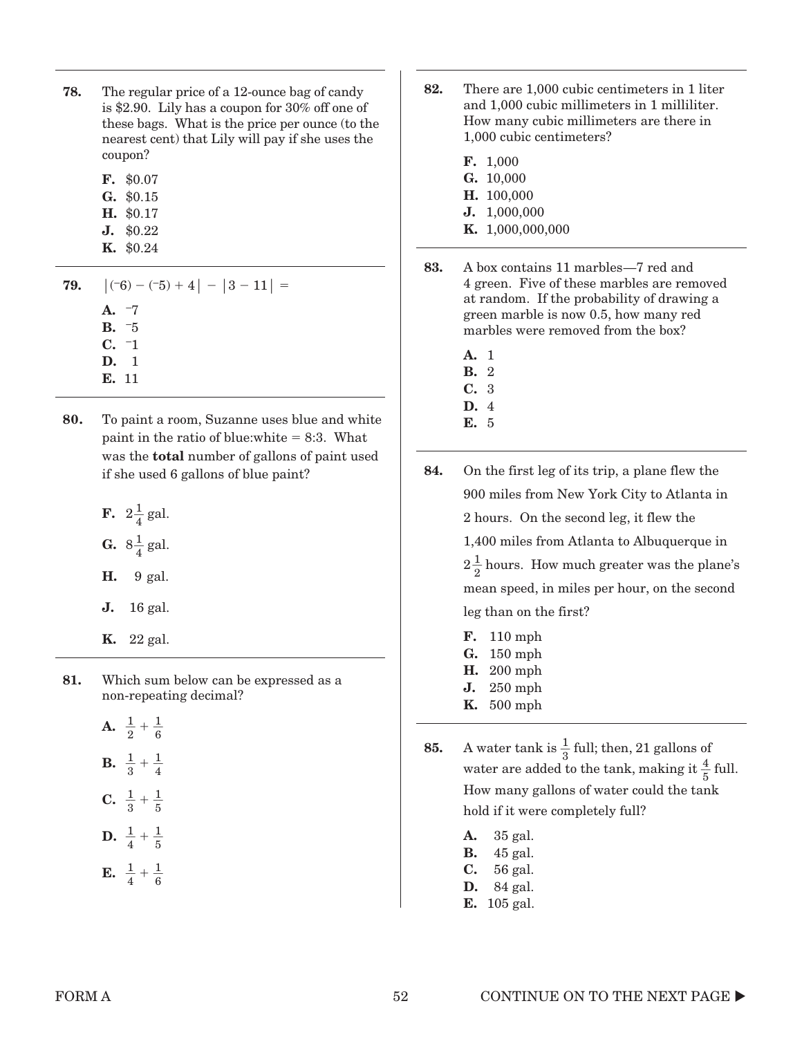**78.** The regular price of a 12-ounce bag of candy is $2.90. Lily has a coupon for 30% off one of these bags. What is the price per ounce (to the nearest cent) that Lily will pay if she uses the coupon?

**F.** $0.07
**G.** $0.15
**H.** $0.17
**J.** $0.22
**K.** $0.24

**79.** $|(^-6) - (^-5) + 4| - |3 - 11| =$

**A.** $^-7$
**B.** $^-5$
**C.** $^-1$
**D.** 1
**E.** 11

**80.** To paint a room, Suzanne uses blue and white paint in the ratio of blue:white = 8:3. What was the **total** number of gallons of paint used if she used 6 gallons of blue paint?

**F.** $2\frac{1}{4}$ gal.
**G.** $8\frac{1}{4}$ gal.
**H.** 9 gal.
**J.** 16 gal.
**K.** 22 gal.

**81.** Which sum below can be expressed as a non-repeating decimal?

**A.** $\frac{1}{2} + \frac{1}{6}$
**B.** $\frac{1}{3} + \frac{1}{4}$
**C.** $\frac{1}{3} + \frac{1}{5}$
**D.** $\frac{1}{4} + \frac{1}{5}$
**E.** $\frac{1}{4} + \frac{1}{6}$

**82.** There are 1,000 cubic centimeters in 1 liter and 1,000 cubic millimeters in 1 milliliter. How many cubic millimeters are there in 1,000 cubic centimeters?

**F.** 1,000
**G.** 10,000
**H.** 100,000
**J.** 1,000,000
**K.** 1,000,000,000

**83.** A box contains 11 marbles—7 red and 4 green. Five of these marbles are removed at random. If the probability of drawing a green marble is now 0.5, how many red marbles were removed from the box?

**A.** 1
**B.** 2
**C.** 3
**D.** 4
**E.** 5

**84.** On the first leg of its trip, a plane flew the 900 miles from New York City to Atlanta in 2 hours. On the second leg, it flew the 1,400 miles from Atlanta to Albuquerque in $2\frac{1}{2}$ hours. How much greater was the plane's mean speed, in miles per hour, on the second leg than on the first?

**F.** 110 mph
**G.** 150 mph
**H.** 200 mph
**J.** 250 mph
**K.** 500 mph

**85.** A water tank is $\frac{1}{3}$ full; then, 21 gallons of water are added to the tank, making it $\frac{4}{5}$ full. How many gallons of water could the tank hold if it were completely full?

**A.** 35 gal.
**B.** 45 gal.
**C.** 56 gal.
**D.** 84 gal.
**E.** 105 gal.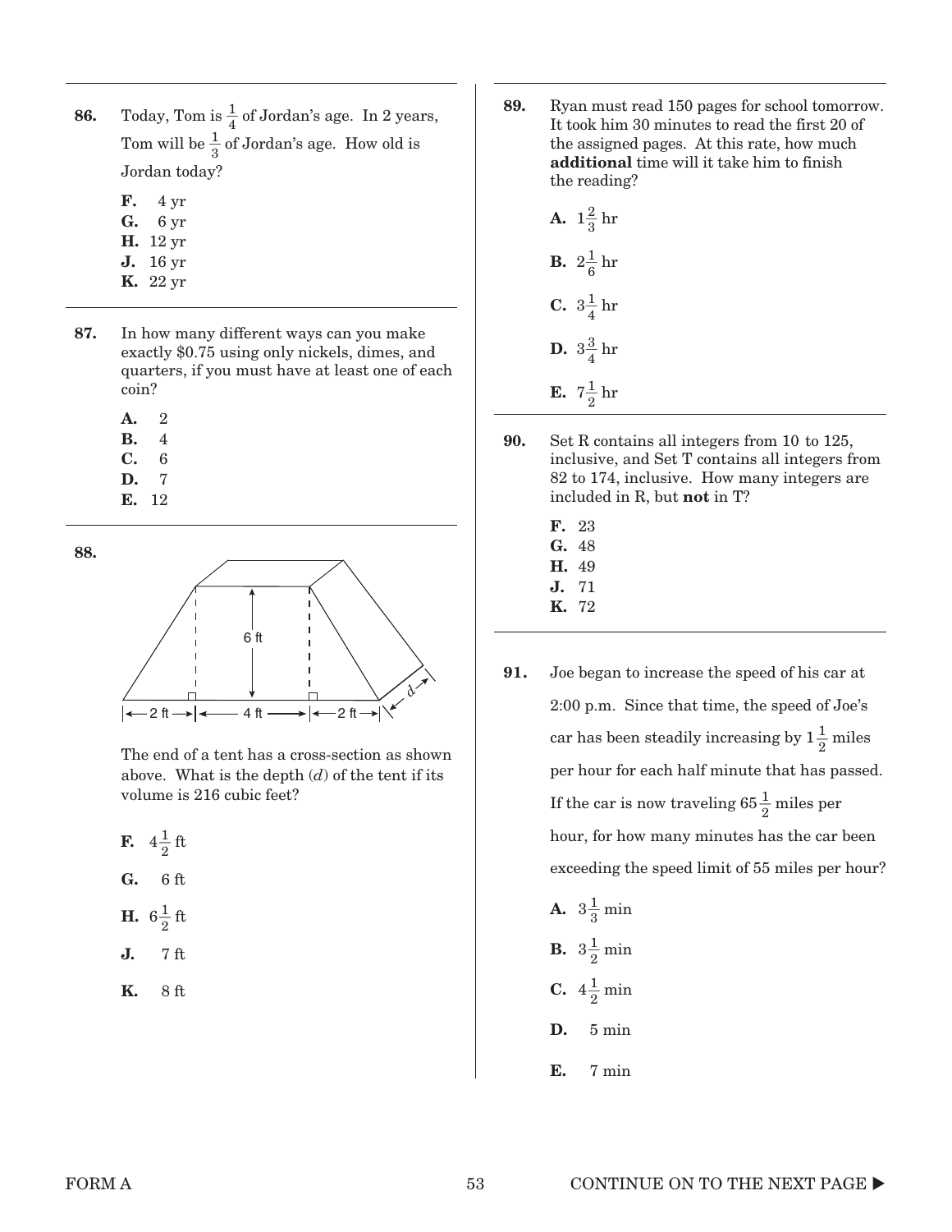**86.** Today, Tom is $\frac{1}{4}$ of Jordan's age. In 2 years, Tom will be $\frac{1}{3}$ of Jordan's age. How old is Jordan today?

- **F.** 4 yr
- **G.** 6 yr
- **H.** 12 yr
- **J.** 16 yr
- **K.** 22 yr

**87.** In how many different ways can you make exactly \$0.75 using only nickels, dimes, and quarters, if you must have at least one of each coin?

- **A.** 2
- **B.** 4
- **C.** 6
- **D.** 7
- **E.** 12

**88.**

The end of a tent has a cross-section as shown above. What is the depth ($d$) of the tent if its volume is 216 cubic feet?

- **F.** $4\frac{1}{2}$ ft
- **G.** 6 ft
- **H.** $6\frac{1}{2}$ ft
- **J.** 7 ft
- **K.** 8 ft

**89.** Ryan must read 150 pages for school tomorrow. It took him 30 minutes to read the first 20 of the assigned pages. At this rate, how much **additional** time will it take him to finish the reading?

- **A.** $1\frac{2}{3}$ hr
- **B.** $2\frac{1}{6}$ hr
- **C.** $3\frac{1}{4}$ hr
- **D.** $3\frac{3}{4}$ hr
- **E.** $7\frac{1}{2}$ hr

**90.** Set R contains all integers from 10 to 125, inclusive, and Set T contains all integers from 82 to 174, inclusive. How many integers are included in R, but **not** in T?

- **F.** 23
- **G.** 48
- **H.** 49
- **J.** 71
- **K.** 72

**91.** Joe began to increase the speed of his car at 2:00 p.m. Since that time, the speed of Joe's car has been steadily increasing by $1\frac{1}{2}$ miles per hour for each half minute that has passed. If the car is now traveling $65\frac{1}{2}$ miles per hour, for how many minutes has the car been exceeding the speed limit of 55 miles per hour?

- **A.** $3\frac{1}{3}$ min
- **B.** $3\frac{1}{2}$ min
- **C.** $4\frac{1}{2}$ min
- **D.** 5 min
- **E.** 7 min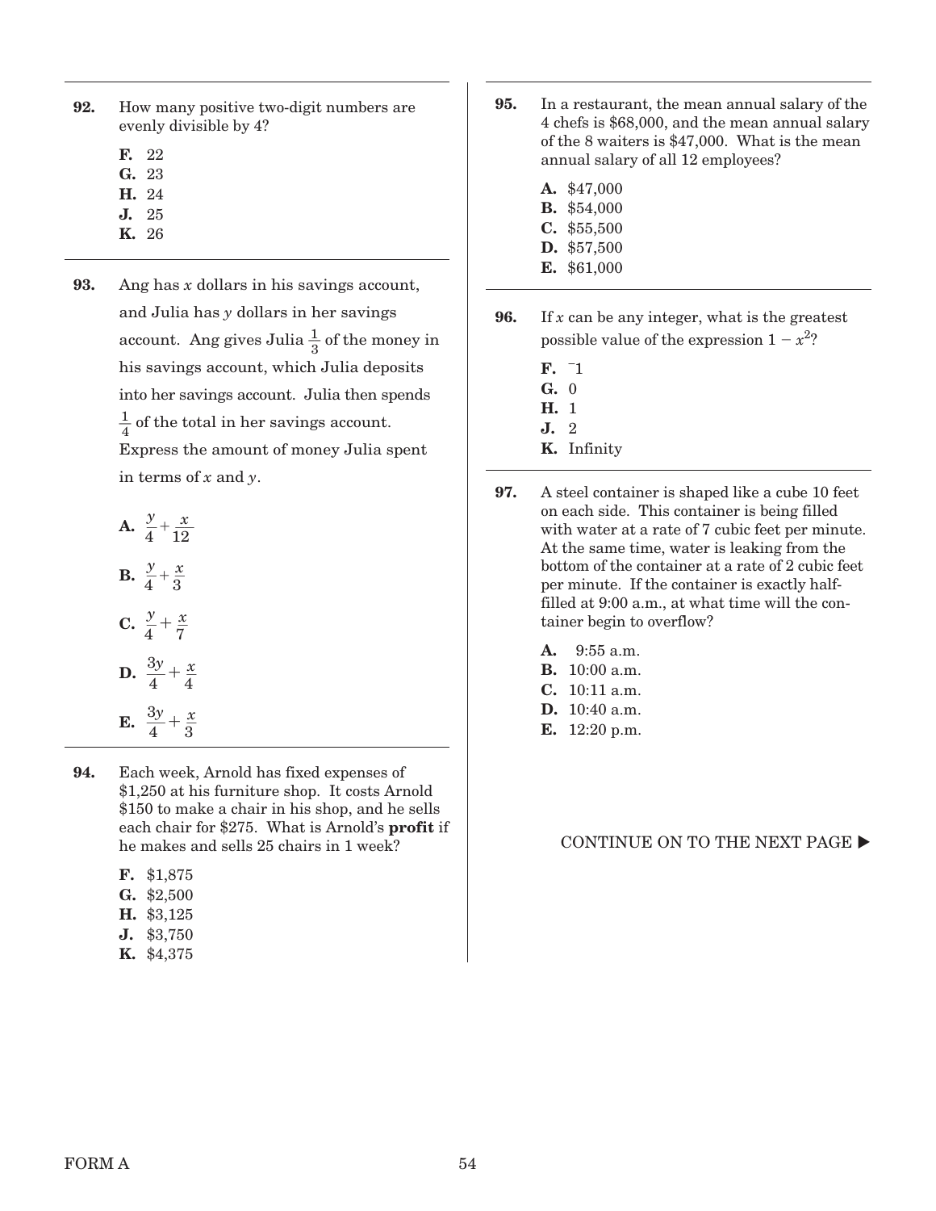**92.** How many positive two-digit numbers are evenly divisible by 4?

- **F.** 22
- **G.** 23
- **H.** 24
- **J.** 25
- **K.** 26

**93.** Ang has $x$ dollars in his savings account, and Julia has $y$ dollars in her savings account. Ang gives Julia $\frac{1}{3}$ of the money in his savings account, which Julia deposits into her savings account. Julia then spends $\frac{1}{4}$ of the total in her savings account. Express the amount of money Julia spent in terms of $x$ and $y$.

- **A.** $\frac{y}{4} + \frac{x}{12}$
- **B.** $\frac{y}{4} + \frac{x}{3}$
- **C.** $\frac{y}{4} + \frac{x}{7}$
- **D.** $\frac{3y}{4} + \frac{x}{4}$
- **E.** $\frac{3y}{4} + \frac{x}{3}$

**94.** Each week, Arnold has fixed expenses of $1,250 at his furniture shop. It costs Arnold $150 to make a chair in his shop, and he sells each chair for $275. What is Arnold's **profit** if he makes and sells 25 chairs in 1 week?

- **F.** $1,875
- **G.** $2,500
- **H.** $3,125
- **J.** $3,750
- **K.** $4,375

**95.** In a restaurant, the mean annual salary of the 4 chefs is $68,000, and the mean annual salary of the 8 waiters is $47,000. What is the mean annual salary of all 12 employees?

- **A.** $47,000
- **B.** $54,000
- **C.** $55,500
- **D.** $57,500
- **E.** $61,000

**96.** If $x$ can be any integer, what is the greatest possible value of the expression $1 - x^2$?

- **F.** $^{-}1$
- **G.** 0
- **H.** 1
- **J.** 2
- **K.** Infinity

**97.** A steel container is shaped like a cube 10 feet on each side. This container is being filled with water at a rate of 7 cubic feet per minute. At the same time, water is leaking from the bottom of the container at a rate of 2 cubic feet per minute. If the container is exactly half-filled at 9:00 a.m., at what time will the container begin to overflow?

- **A.** 9:55 a.m.
- **B.** 10:00 a.m.
- **C.** 10:11 a.m.
- **D.** 10:40 a.m.
- **E.** 12:20 p.m.

CONTINUE ON TO THE NEXT PAGE ▶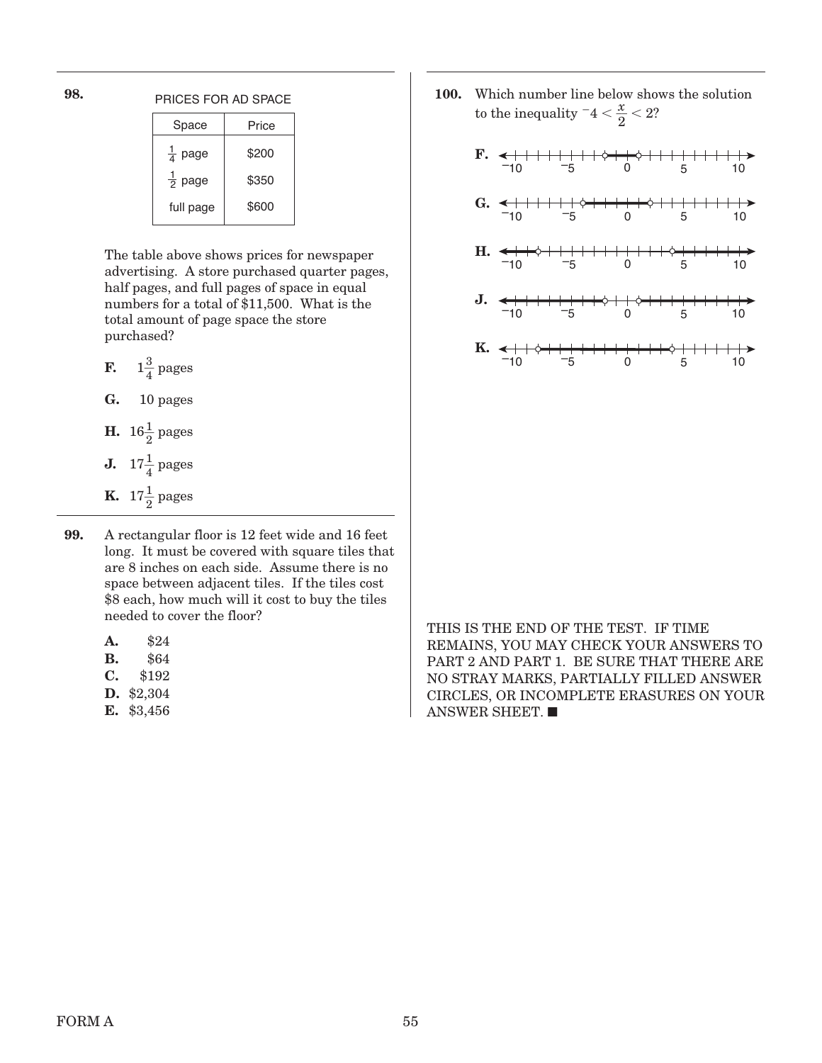**98.**

PRICES FOR AD SPACE

| Space | Price |
|---|---|
| $\frac{1}{4}$ page | \$200 |
| $\frac{1}{2}$ page | \$350 |
| full page | \$600 |

The table above shows prices for newspaper advertising. A store purchased quarter pages, half pages, and full pages of space in equal numbers for a total of \$11,500. What is the total amount of page space the store purchased?

- **F.** $1\frac{3}{4}$ pages
- **G.** 10 pages
- **H.** $16\frac{1}{2}$ pages
- **J.** $17\frac{1}{4}$ pages
- **K.** $17\frac{1}{2}$ pages

**99.** A rectangular floor is 12 feet wide and 16 feet long. It must be covered with square tiles that are 8 inches on each side. Assume there is no space between adjacent tiles. If the tiles cost \$8 each, how much will it cost to buy the tiles needed to cover the floor?

- **A.** \$24
- **B.** \$64
- **C.** \$192
- **D.** \$2,304
- **E.** \$3,456

**100.** Which number line below shows the solution to the inequality $^{-}4 < \frac{x}{2} < 2$?

**F.**
$^{-}10$ $^{-}5$ 0 5 10

**G.**
$^{-}10$ $^{-}5$ 0 5 10

**H.**
$^{-}10$ $^{-}5$ 0 5 10

**J.**
$^{-}10$ $^{-}5$ 0 5 10

**K.**
$^{-}10$ $^{-}5$ 0 5 10

THIS IS THE END OF THE TEST. IF TIME REMAINS, YOU MAY CHECK YOUR ANSWERS TO PART 2 AND PART 1. BE SURE THAT THERE ARE NO STRAY MARKS, PARTIALLY FILLED ANSWER CIRCLES, OR INCOMPLETE ERASURES ON YOUR ANSWER SHEET. ■

FORM A